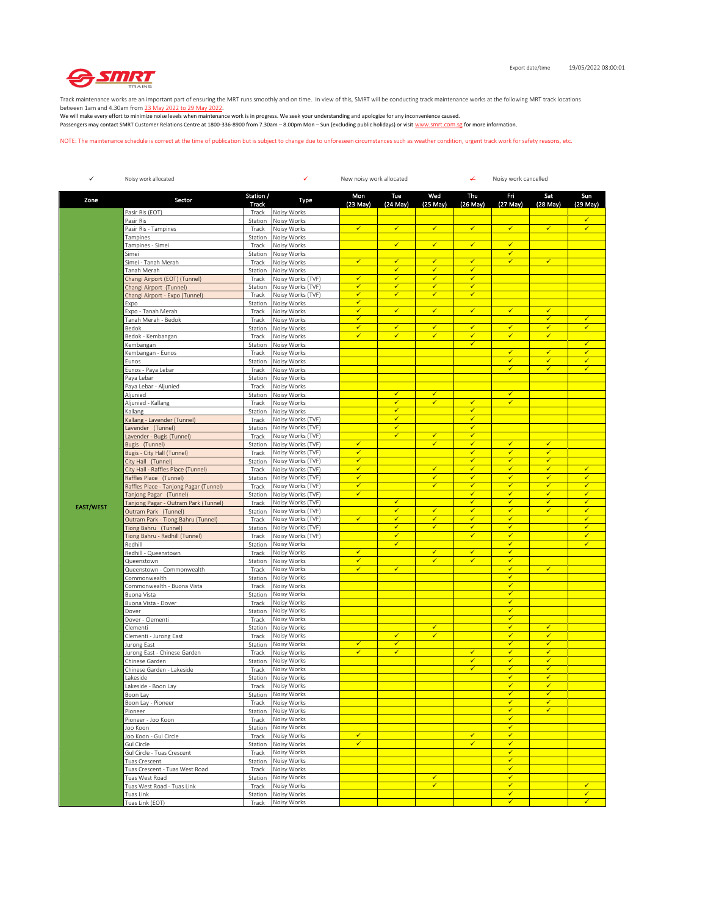Export date/time 19/05/2022 08:00:01

Track maintenance works are an important part of ensuring the MRT runs smoothly and on time. In view of this, SMRT will be conducting track maintenance works at the following MRT track locations between 1am and 4.30am from 23 May 2022 to 29 May 2022.
We will make every effort to minimize noise levels when maintenance work is in progress. We seek your understanding and apologize for any inconvenience caused.
Passengers may contact SMRT Customer Relations Centre at 1800-336-8900 from 7.30am – 8.00pm Mon – Sun (excluding public holidays) or visit www.smrt.com.sg for more information.

NOTE: The maintenance schedule is correct at the time of publication but is subject to change due to unforeseen circumstances such as weather condition, urgent track work for safety reasons, etc.

✓ Noisy work allocated ✓ New noisy work allocated ✓̶ Noisy work cancelled

| Zone | Sector | Station / Track | Type | Mon (23 May) | Tue (24 May) | Wed (25 May) | Thu (26 May) | Fri (27 May) | Sat (28 May) | Sun (29 May) |
|---|---|---|---|---|---|---|---|---|---|---|
| EAST/WEST | Pasir Ris (EOT) | Track | Noisy Works | | | | | | | |
| | Pasir Ris | Station | Noisy Works | | | | | | | ✓ |
| | Pasir Ris - Tampines | Track | Noisy Works | ✓ | ✓ | ✓ | ✓ | ✓ | ✓ | ✓ |
| | Tampines | Station | Noisy Works | | | | | | | |
| | Tampines - Simei | Track | Noisy Works | | ✓ | ✓ | ✓ | ✓ | | |
| | Simei | Station | Noisy Works | | | | | ✓ | | |
| | Simei - Tanah Merah | Track | Noisy Works | ✓ | ✓ | ✓ | ✓ | ✓ | ✓ | |
| | Tanah Merah | Station | Noisy Works | | ✓ | ✓ | ✓ | | | |
| | Changi Airport (EOT) (Tunnel) | Track | Noisy Works (TVF) | ✓ | ✓ | ✓ | ✓ | | | |
| | Changi Airport (Tunnel) | Station | Noisy Works (TVF) | ✓ | ✓ | ✓ | ✓ | | | |
| | Changi Airport - Expo (Tunnel) | Track | Noisy Works (TVF) | ✓ | ✓ | ✓ | ✓ | | | |
| | Expo | Station | Noisy Works | ✓ | | | | | | |
| | Expo - Tanah Merah | Track | Noisy Works | ✓ | ✓ | ✓ | ✓ | ✓ | ✓ | |
| | Tanah Merah - Bedok | Track | Noisy Works | ✓ | | | | | ✓ | ✓ |
| | Bedok | Station | Noisy Works | ✓ | ✓ | ✓ | ✓ | ✓ | ✓ | ✓ |
| | Bedok - Kembangan | Track | Noisy Works | ✓ | ✓ | ✓ | ✓ | ✓ | ✓ | |
| | Kembangan | Station | Noisy Works | | | | ✓ | | | ✓ |
| | Kembangan - Eunos | Track | Noisy Works | | | | | ✓ | ✓ | ✓ |
| | Eunos | Station | Noisy Works | | | | | ✓ | ✓ | ✓ |
| | Eunos - Paya Lebar | Track | Noisy Works | | | | | ✓ | ✓ | ✓ |
| | Paya Lebar | Station | Noisy Works | | | | | | | |
| | Paya Lebar - Aljunied | Track | Noisy Works | | | | | | | |
| | Aljunied | Station | Noisy Works | | ✓ | ✓ | | ✓ | | |
| | Aljunied - Kallang | Track | Noisy Works | | ✓ | ✓ | ✓ | ✓ | | |
| | Kallang | Station | Noisy Works | | ✓ | | ✓ | | | |
| | Kallang - Lavender (Tunnel) | Track | Noisy Works (TVF) | | ✓ | | ✓ | | | |
| | Lavender (Tunnel) | Station | Noisy Works (TVF) | | ✓ | | ✓ | | | |
| | Lavender - Bugis (Tunnel) | Track | Noisy Works (TVF) | | ✓ | ✓ | ✓ | | | |
| | Bugis (Tunnel) | Station | Noisy Works (TVF) | ✓ | | ✓ | ✓ | ✓ | ✓ | |
| | Bugis - City Hall (Tunnel) | Track | Noisy Works (TVF) | ✓ | | | ✓ | ✓ | ✓ | |
| | City Hall (Tunnel) | Station | Noisy Works (TVF) | ✓ | | | ✓ | ✓ | ✓ | |
| | City Hall - Raffles Place (Tunnel) | Track | Noisy Works (TVF) | ✓ | | ✓ | ✓ | ✓ | ✓ | ✓ |
| | Raffles Place (Tunnel) | Station | Noisy Works (TVF) | ✓ | | ✓ | ✓ | ✓ | ✓ | ✓ |
| | Raffles Place - Tanjong Pagar (Tunnel) | Track | Noisy Works (TVF) | ✓ | | ✓ | ✓ | ✓ | ✓ | ✓ |
| | Tanjong Pagar (Tunnel) | Station | Noisy Works (TVF) | ✓ | | | ✓ | ✓ | ✓ | ✓ |
| | Tanjong Pagar - Outram Park (Tunnel) | Track | Noisy Works (TVF) | | ✓ | | ✓ | ✓ | ✓ | ✓ |
| | Outram Park (Tunnel) | Station | Noisy Works (TVF) | | ✓ | ✓ | ✓ | ✓ | ✓ | ✓ |
| | Outram Park - Tiong Bahru (Tunnel) | Track | Noisy Works (TVF) | ✓ | ✓ | ✓ | ✓ | ✓ | | ✓ |
| | Tiong Bahru (Tunnel) | Station | Noisy Works (TVF) | | ✓ | ✓ | ✓ | ✓ | | ✓ |
| | Tiong Bahru - Redhill (Tunnel) | Track | Noisy Works (TVF) | | ✓ | | ✓ | ✓ | | ✓ |
| | Redhill | Station | Noisy Works | | ✓ | | | ✓ | | ✓ |
| | Redhill - Queenstown | Track | Noisy Works | ✓ | | ✓ | ✓ | ✓ | | |
| | Queenstown | Station | Noisy Works | ✓ | | ✓ | ✓ | ✓ | | |
| | Queenstown - Commonwealth | Track | Noisy Works | ✓ | ✓ | | | ✓ | ✓ | |
| | Commonwealth | Station | Noisy Works | | | | | ✓ | | |
| | Commonwealth - Buona Vista | Track | Noisy Works | | | | | ✓ | | |
| | Buona Vista | Station | Noisy Works | | | | | ✓ | | |
| | Buona Vista - Dover | Track | Noisy Works | | | | | ✓ | | |
| | Dover | Station | Noisy Works | | | | | ✓ | | |
| | Dover - Clementi | Track | Noisy Works | | | | | ✓ | | |
| | Clementi | Station | Noisy Works | | | ✓ | | ✓ | ✓ | |
| | Clementi - Jurong East | Track | Noisy Works | | ✓ | ✓ | | ✓ | ✓ | |
| | Jurong East | Station | Noisy Works | ✓ | ✓ | | | ✓ | ✓ | |
| | Jurong East - Chinese Garden | Track | Noisy Works | ✓ | ✓ | | ✓ | ✓ | ✓ | |
| | Chinese Garden | Station | Noisy Works | | | | ✓ | ✓ | ✓ | |
| | Chinese Garden - Lakeside | Track | Noisy Works | | | | ✓ | ✓ | ✓ | |
| | Lakeside | Station | Noisy Works | | | | | ✓ | ✓ | |
| | Lakeside - Boon Lay | Track | Noisy Works | | | | | ✓ | ✓ | |
| | Boon Lay | Station | Noisy Works | | | | | ✓ | ✓ | |
| | Boon Lay - Pioneer | Track | Noisy Works | | | | | ✓ | ✓ | |
| | Pioneer | Station | Noisy Works | | | | | ✓ | ✓ | |
| | Pioneer - Joo Koon | Track | Noisy Works | | | | | ✓ | | |
| | Joo Koon | Station | Noisy Works | | | | | ✓ | | |
| | Joo Koon - Gul Circle | Track | Noisy Works | ✓ | | | ✓ | ✓ | | |
| | Gul Circle | Station | Noisy Works | ✓ | | | ✓ | ✓ | | |
| | Gul Circle - Tuas Crescent | Track | Noisy Works | | | | | ✓ | | |
| | Tuas Crescent | Station | Noisy Works | | | | | ✓ | | |
| | Tuas Crescent - Tuas West Road | Track | Noisy Works | | | | | ✓ | | |
| | Tuas West Road | Station | Noisy Works | | | ✓ | | ✓ | | |
| | Tuas West Road - Tuas Link | Track | Noisy Works | | | ✓ | | ✓ | | ✓ |
| | Tuas Link | Station | Noisy Works | | | | | ✓ | | ✓ |
| | Tuas Link (EOT) | Track | Noisy Works | | | | | ✓ | | ✓ |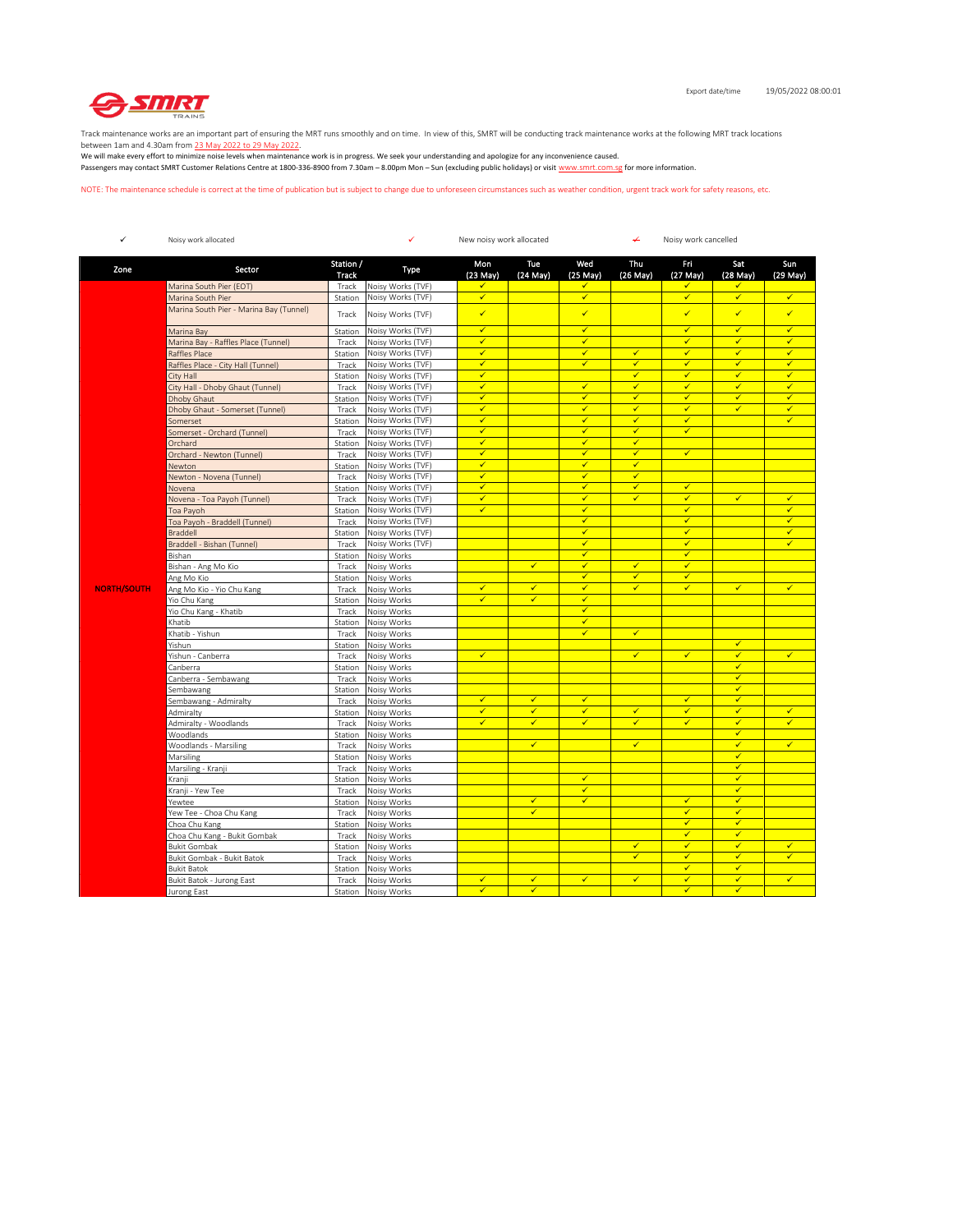Export date/time 19/05/2022 08:00:01

Track maintenance works are an important part of ensuring the MRT runs smoothly and on time. In view of this, SMRT will be conducting track maintenance works at the following MRT track locations between 1am and 4.30am from 23 May 2022 to 29 May 2022.
We will make every effort to minimize noise levels when maintenance work is in progress. We seek your understanding and apologize for any inconvenience caused.
Passengers may contact SMRT Customer Relations Centre at 1800-336-8900 from 7.30am – 8.00pm Mon – Sun (excluding public holidays) or visit www.smrt.com.sg for more information.

NOTE: The maintenance schedule is correct at the time of publication but is subject to change due to unforeseen circumstances such as weather condition, urgent track work for safety reasons, etc.

✓ Noisy work allocated ✓ New noisy work allocated ✓ Noisy work cancelled

| Zone | Sector | Station / Track | Type | Mon (23 May) | Tue (24 May) | Wed (25 May) | Thu (26 May) | Fri (27 May) | Sat (28 May) | Sun (29 May) |
|---|---|---|---|---|---|---|---|---|---|---|
| NORTH/SOUTH | Marina South Pier (EOT) | Track | Noisy Works (TVF) | ✓ | | ✓ | | ✓ | ✓ | |
| | Marina South Pier | Station | Noisy Works (TVF) | ✓ | | ✓ | | ✓ | ✓ | ✓ |
| | Marina South Pier - Marina Bay (Tunnel) | Track | Noisy Works (TVF) | ✓ | | ✓ | | ✓ | ✓ | ✓ |
| | Marina Bay | Station | Noisy Works (TVF) | ✓ | | ✓ | | ✓ | ✓ | ✓ |
| | Marina Bay - Raffles Place (Tunnel) | Track | Noisy Works (TVF) | ✓ | | ✓ | | ✓ | ✓ | ✓ |
| | Raffles Place | Station | Noisy Works (TVF) | ✓ | | ✓ | ✓ | ✓ | ✓ | ✓ |
| | Raffles Place - City Hall (Tunnel) | Track | Noisy Works (TVF) | ✓ | | ✓ | ✓ | ✓ | ✓ | ✓ |
| | City Hall | Station | Noisy Works (TVF) | ✓ | | | ✓ | ✓ | ✓ | ✓ |
| | City Hall - Dhoby Ghaut (Tunnel) | Track | Noisy Works (TVF) | ✓ | | ✓ | ✓ | ✓ | ✓ | ✓ |
| | Dhoby Ghaut | Station | Noisy Works (TVF) | ✓ | | ✓ | ✓ | ✓ | ✓ | ✓ |
| | Dhoby Ghaut - Somerset (Tunnel) | Track | Noisy Works (TVF) | ✓ | | ✓ | ✓ | ✓ | ✓ | ✓ |
| | Somerset | Station | Noisy Works (TVF) | ✓ | | ✓ | ✓ | ✓ | | ✓ |
| | Somerset - Orchard (Tunnel) | Track | Noisy Works (TVF) | ✓ | | ✓ | ✓ | ✓ | | |
| | Orchard | Station | Noisy Works (TVF) | ✓ | | ✓ | ✓ | | | |
| | Orchard - Newton (Tunnel) | Track | Noisy Works (TVF) | ✓ | | ✓ | ✓ | ✓ | | |
| | Newton | Station | Noisy Works (TVF) | ✓ | | ✓ | ✓ | | | |
| | Newton - Novena (Tunnel) | Track | Noisy Works (TVF) | ✓ | | ✓ | ✓ | | | |
| | Novena | Station | Noisy Works (TVF) | ✓ | | ✓ | ✓ | ✓ | | |
| | Novena - Toa Payoh (Tunnel) | Track | Noisy Works (TVF) | ✓ | | ✓ | ✓ | ✓ | ✓ | ✓ |
| | Toa Payoh | Station | Noisy Works (TVF) | ✓ | | ✓ | | ✓ | | ✓ |
| | Toa Payoh - Braddell (Tunnel) | Track | Noisy Works (TVF) | | | ✓ | | ✓ | | ✓ |
| | Braddell | Station | Noisy Works (TVF) | | | ✓ | | ✓ | | ✓ |
| | Braddell - Bishan (Tunnel) | Track | Noisy Works (TVF) | | | ✓ | | ✓ | | ✓ |
| | Bishan | Station | Noisy Works | | | ✓ | | ✓ | | |
| | Bishan - Ang Mo Kio | Track | Noisy Works | | ✓ | ✓ | ✓ | ✓ | | |
| | Ang Mo Kio | Station | Noisy Works | | | ✓ | ✓ | ✓ | | |
| | Ang Mo Kio - Yio Chu Kang | Track | Noisy Works | ✓ | ✓ | ✓ | ✓ | ✓ | ✓ | ✓ |
| | Yio Chu Kang | Station | Noisy Works | ✓ | ✓ | ✓ | | | | |
| | Yio Chu Kang - Khatib | Track | Noisy Works | | | ✓ | | | | |
| | Khatib | Station | Noisy Works | | | ✓ | | | | |
| | Khatib - Yishun | Track | Noisy Works | | | ✓ | ✓ | | | |
| | Yishun | Station | Noisy Works | | | | | | ✓ | |
| | Yishun - Canberra | Track | Noisy Works | ✓ | | | ✓ | ✓ | ✓ | ✓ |
| | Canberra | Station | Noisy Works | | | | | | ✓ | |
| | Canberra - Sembawang | Track | Noisy Works | | | | | | ✓ | |
| | Sembawang | Station | Noisy Works | | | | | | ✓ | |
| | Sembawang - Admiralty | Track | Noisy Works | ✓ | ✓ | ✓ | | ✓ | ✓ | |
| | Admiralty | Station | Noisy Works | ✓ | ✓ | ✓ | ✓ | ✓ | ✓ | ✓ |
| | Admiralty - Woodlands | Track | Noisy Works | ✓ | ✓ | ✓ | ✓ | ✓ | ✓ | ✓ |
| | Woodlands | Station | Noisy Works | | | | | | ✓ | |
| | Woodlands - Marsiling | Track | Noisy Works | | ✓ | | ✓ | | ✓ | ✓ |
| | Marsiling | Station | Noisy Works | | | | | | ✓ | |
| | Marsiling - Kranji | Track | Noisy Works | | | | | | ✓ | |
| | Kranji | Station | Noisy Works | | | ✓ | | | ✓ | |
| | Kranji - Yew Tee | Track | Noisy Works | | | ✓ | | | ✓ | |
| | Yewtee | Station | Noisy Works | | ✓ | ✓ | | ✓ | ✓ | |
| | Yew Tee - Choa Chu Kang | Track | Noisy Works | | ✓ | | | ✓ | ✓ | |
| | Choa Chu Kang | Station | Noisy Works | | | | | ✓ | ✓ | |
| | Choa Chu Kang - Bukit Gombak | Track | Noisy Works | | | | | ✓ | ✓ | |
| | Bukit Gombak | Station | Noisy Works | | | | ✓ | ✓ | ✓ | ✓ |
| | Bukit Gombak - Bukit Batok | Track | Noisy Works | | | | ✓ | ✓ | ✓ | ✓ |
| | Bukit Batok | Station | Noisy Works | | | | | ✓ | ✓ | |
| | Bukit Batok - Jurong East | Track | Noisy Works | ✓ | ✓ | ✓ | ✓ | ✓ | ✓ | ✓ |
| | Jurong East | Station | Noisy Works | ✓ | ✓ | | | ✓ | ✓ | |